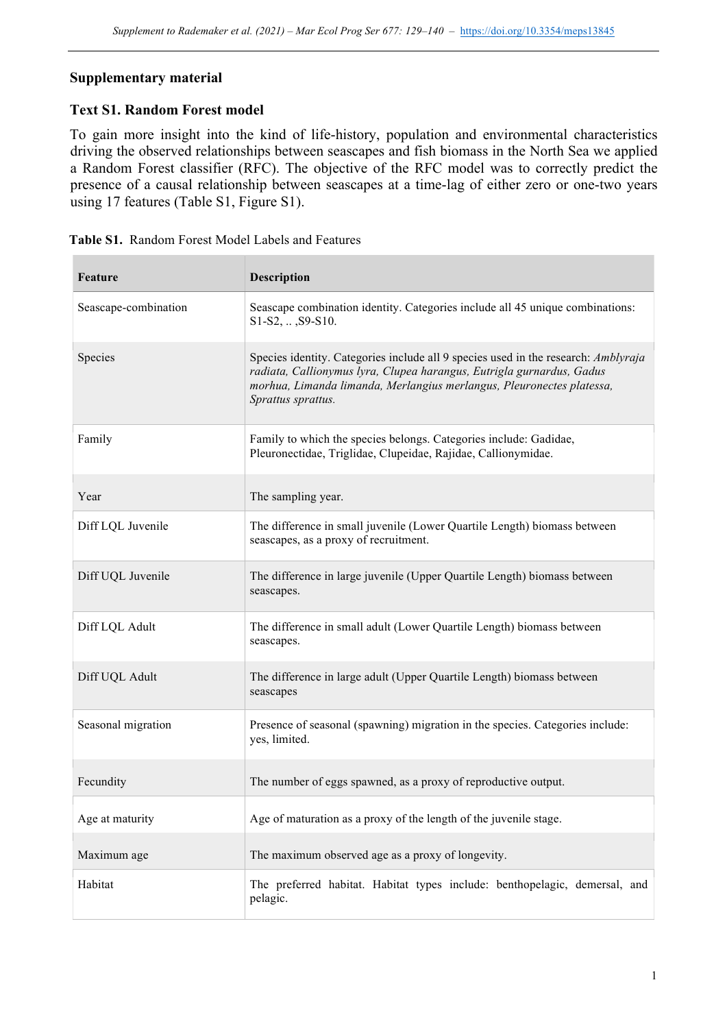## Supplementary material

### Text S1. Random Forest model

To gain more insight into the kind of life-history, population and environmental characteristics driving the observed relationships between seascapes and fish biomass in the North Sea we applied a Random Forest classifier (RFC). The objective of the RFC model was to correctly predict the presence of a causal relationship between seascapes at a time-lag of either zero or one-two years using 17 features (Table S1, Figure S1).

**Table S1.** Random Forest Model Labels and Features

| **Feature** | **Description** |
| --- | --- |
| Seascape-combination | Seascape combination identity. Categories include all 45 unique combinations: S1-S2, .. ,S9-S10. |
| Species | Species identity. Categories include all 9 species used in the research: *Amblyraja radiata, Callionymus lyra, Clupea harangus, Eutrigla gurnardus, Gadus morhua, Limanda limanda, Merlangius merlangus, Pleuronectes platessa, Sprattus sprattus.* |
| Family | Family to which the species belongs. Categories include: Gadidae, Pleuronectidae, Triglidae, Clupeidae, Rajidae, Callionymidae. |
| Year | The sampling year. |
| Diff LQL Juvenile | The difference in small juvenile (Lower Quartile Length) biomass between seascapes, as a proxy of recruitment. |
| Diff UQL Juvenile | The difference in large juvenile (Upper Quartile Length) biomass between seascapes. |
| Diff LQL Adult | The difference in small adult (Lower Quartile Length) biomass between seascapes. |
| Diff UQL Adult | The difference in large adult (Upper Quartile Length) biomass between seascapes |
| Seasonal migration | Presence of seasonal (spawning) migration in the species. Categories include: yes, limited. |
| Fecundity | The number of eggs spawned, as a proxy of reproductive output. |
| Age at maturity | Age of maturation as a proxy of the length of the juvenile stage. |
| Maximum age | The maximum observed age as a proxy of longevity. |
| Habitat | The preferred habitat. Habitat types include: benthopelagic, demersal, and pelagic. |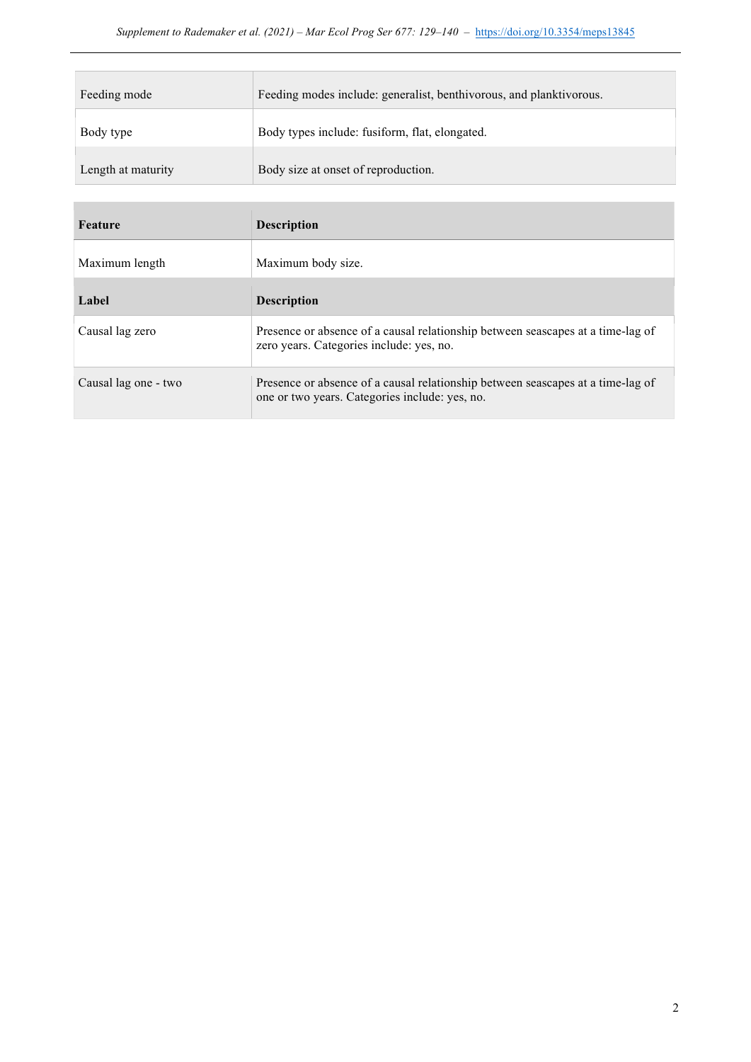| Feature | Description |
|---|---|
| Feeding mode | Feeding modes include: generalist, benthivorous, and planktivorous. |
| Body type | Body types include: fusiform, flat, elongated. |
| Length at maturity | Body size at onset of reproduction. |

| Feature | Description |
|---|---|
| Maximum length | Maximum body size. |
| **Label** | **Description** |
| Causal lag zero | Presence or absence of a causal relationship between seascapes at a time-lag of zero years. Categories include: yes, no. |
| Causal lag one - two | Presence or absence of a causal relationship between seascapes at a time-lag of one or two years. Categories include: yes, no. |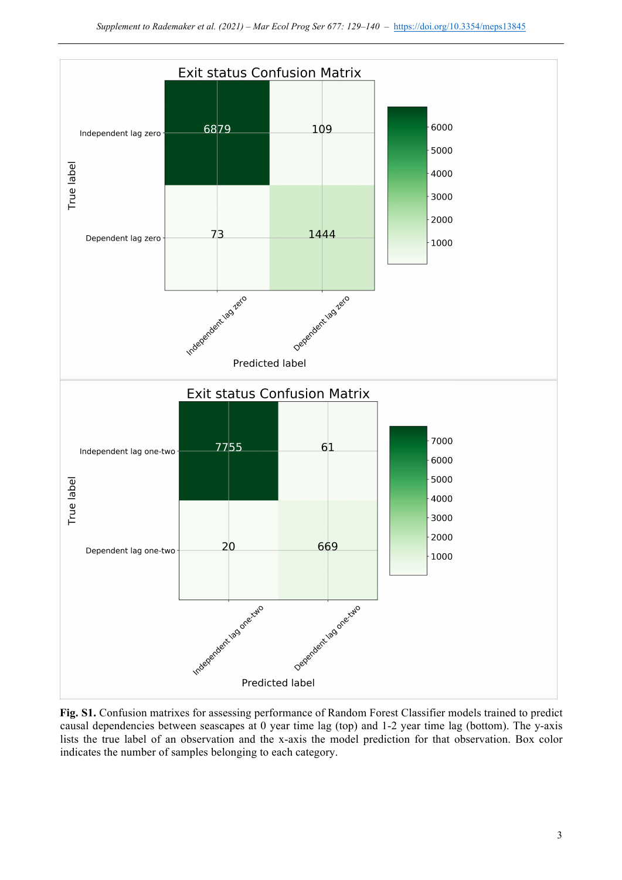**Exit status Confusion Matrix**

| True label \ Predicted label | Independent lag zero | Dependent lag zero |
|---|---|---|
| Independent lag zero | 6879 | 109 |
| Dependent lag zero | 73 | 1444 |

**Exit status Confusion Matrix**

| True label \ Predicted label | Independent lag one-two | Dependent lag one-two |
|---|---|---|
| Independent lag one-two | 7755 | 61 |
| Dependent lag one-two | 20 | 669 |

**Fig. S1.** Confusion matrixes for assessing performance of Random Forest Classifier models trained to predict causal dependencies between seascapes at 0 year time lag (top) and 1-2 year time lag (bottom). The y-axis lists the true label of an observation and the x-axis the model prediction for that observation. Box color indicates the number of samples belonging to each category.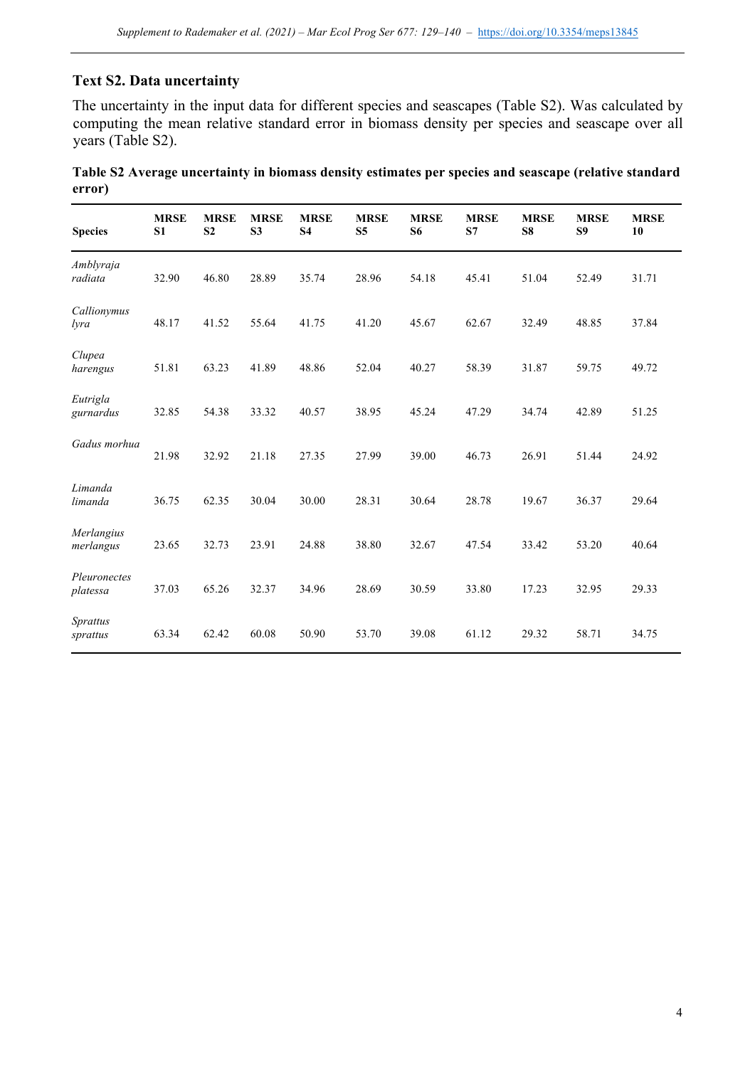## Text S2. Data uncertainty

The uncertainty in the input data for different species and seascapes (Table S2). Was calculated by computing the mean relative standard error in biomass density per species and seascape over all years (Table S2).

**Table S2 Average uncertainty in biomass density estimates per species and seascape (relative standard error)**

| Species | MRSE S1 | MRSE S2 | MRSE S3 | MRSE S4 | MRSE S5 | MRSE S6 | MRSE S7 | MRSE S8 | MRSE S9 | MRSE 10 |
|---|---|---|---|---|---|---|---|---|---|---|
| *Amblyraja radiata* | 32.90 | 46.80 | 28.89 | 35.74 | 28.96 | 54.18 | 45.41 | 51.04 | 52.49 | 31.71 |
| *Callionymus lyra* | 48.17 | 41.52 | 55.64 | 41.75 | 41.20 | 45.67 | 62.67 | 32.49 | 48.85 | 37.84 |
| *Clupea harengus* | 51.81 | 63.23 | 41.89 | 48.86 | 52.04 | 40.27 | 58.39 | 31.87 | 59.75 | 49.72 |
| *Eutrigla gurnardus* | 32.85 | 54.38 | 33.32 | 40.57 | 38.95 | 45.24 | 47.29 | 34.74 | 42.89 | 51.25 |
| *Gadus morhua* | 21.98 | 32.92 | 21.18 | 27.35 | 27.99 | 39.00 | 46.73 | 26.91 | 51.44 | 24.92 |
| *Limanda limanda* | 36.75 | 62.35 | 30.04 | 30.00 | 28.31 | 30.64 | 28.78 | 19.67 | 36.37 | 29.64 |
| *Merlangius merlangus* | 23.65 | 32.73 | 23.91 | 24.88 | 38.80 | 32.67 | 47.54 | 33.42 | 53.20 | 40.64 |
| *Pleuronectes platessa* | 37.03 | 65.26 | 32.37 | 34.96 | 28.69 | 30.59 | 33.80 | 17.23 | 32.95 | 29.33 |
| *Sprattus sprattus* | 63.34 | 62.42 | 60.08 | 50.90 | 53.70 | 39.08 | 61.12 | 29.32 | 58.71 | 34.75 |